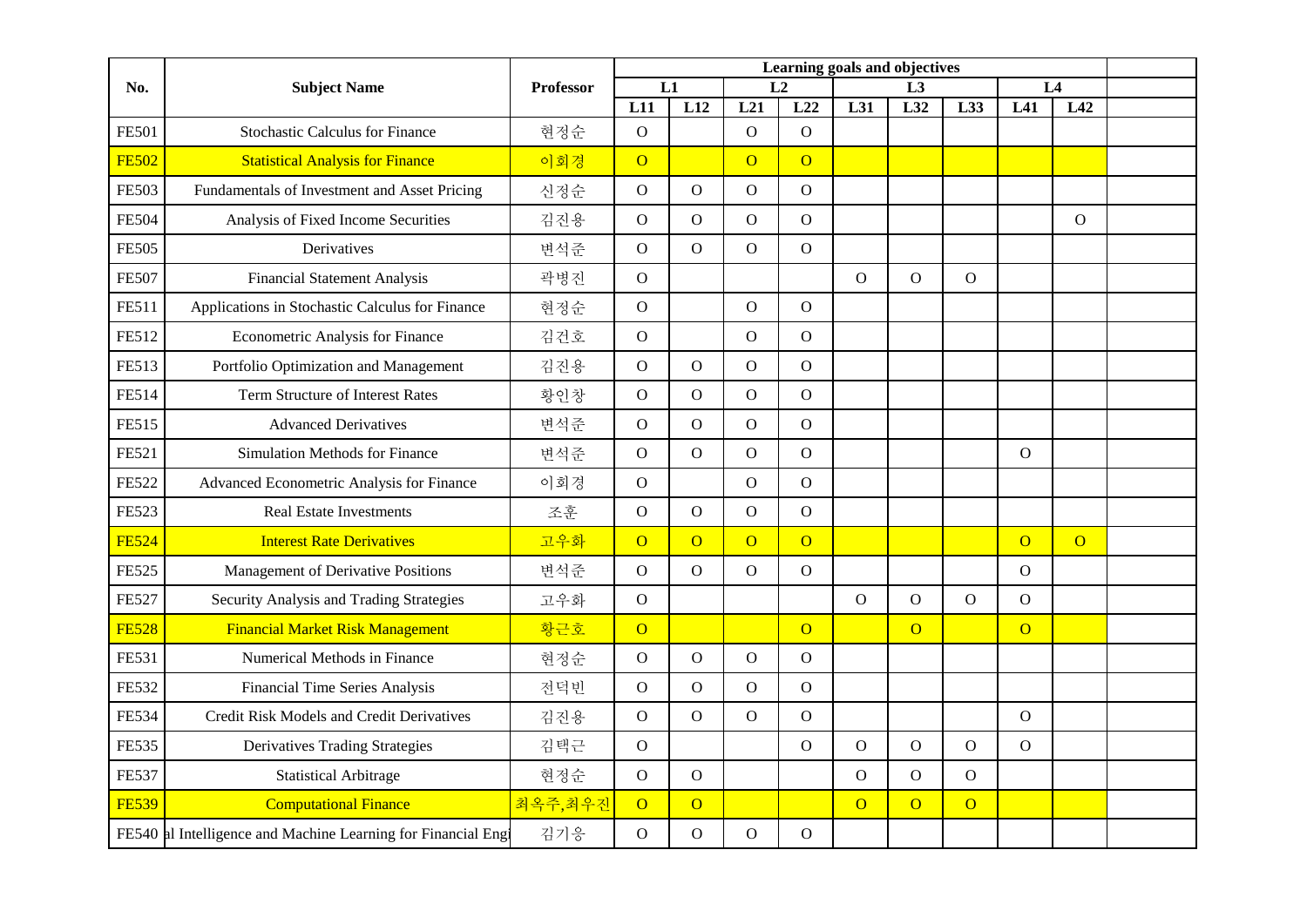| No. | Subject Name | Professor | Learning goals and objectives | | | | | | | | | |
|---|---|---|---|---|---|---|---|---|---|---|---|---|
| | | | L1 | | L2 | | L3 | | | L4 | | |
| | | | L11 | L12 | L21 | L22 | L31 | L32 | L33 | L41 | L42 | |
| FE501 | Stochastic Calculus for Finance | 현정순 | O | | O | O | | | | | | |
| FE502 | Statistical Analysis for Finance | 이회경 | O | | O | O | | | | | | |
| FE503 | Fundamentals of Investment and Asset Pricing | 신정순 | O | O | O | O | | | | | | |
| FE504 | Analysis of Fixed Income Securities | 김진용 | O | O | O | O | | | | | O | |
| FE505 | Derivatives | 변석준 | O | O | O | O | | | | | | |
| FE507 | Financial Statement Analysis | 곽병진 | O | | | | O | O | O | | | |
| FE511 | Applications in Stochastic Calculus for Finance | 현정순 | O | | O | O | | | | | | |
| FE512 | Econometric Analysis for Finance | 김건호 | O | | O | O | | | | | | |
| FE513 | Portfolio Optimization and Management | 김진용 | O | O | O | O | | | | | | |
| FE514 | Term Structure of Interest Rates | 황인창 | O | O | O | O | | | | | | |
| FE515 | Advanced Derivatives | 변석준 | O | O | O | O | | | | | | |
| FE521 | Simulation Methods for Finance | 변석준 | O | O | O | O | | | | O | | |
| FE522 | Advanced Econometric Analysis for Finance | 이회경 | O | | O | O | | | | | | |
| FE523 | Real Estate Investments | 조훈 | O | O | O | O | | | | | | |
| FE524 | Interest Rate Derivatives | 고우화 | O | O | O | O | | | | O | O | |
| FE525 | Management of Derivative Positions | 변석준 | O | O | O | O | | | | O | | |
| FE527 | Security Analysis and Trading Strategies | 고우화 | O | | | | O | O | O | O | | |
| FE528 | Financial Market Risk Management | 황근호 | O | | | O | | O | | O | | |
| FE531 | Numerical Methods in Finance | 현정순 | O | O | O | O | | | | | | |
| FE532 | Financial Time Series Analysis | 전덕빈 | O | O | O | O | | | | | | |
| FE534 | Credit Risk Models and Credit Derivatives | 김진용 | O | O | O | O | | | | O | | |
| FE535 | Derivatives Trading Strategies | 김택근 | O | | | O | O | O | O | O | | |
| FE537 | Statistical Arbitrage | 현정순 | O | O | | | O | O | O | | | |
| FE539 | Computational Finance | 최옥주,최우진 | O | O | | | O | O | O | | | |
| FE540 | al Intelligence and Machine Learning for Financial Engi | 김기응 | O | O | O | O | | | | | | |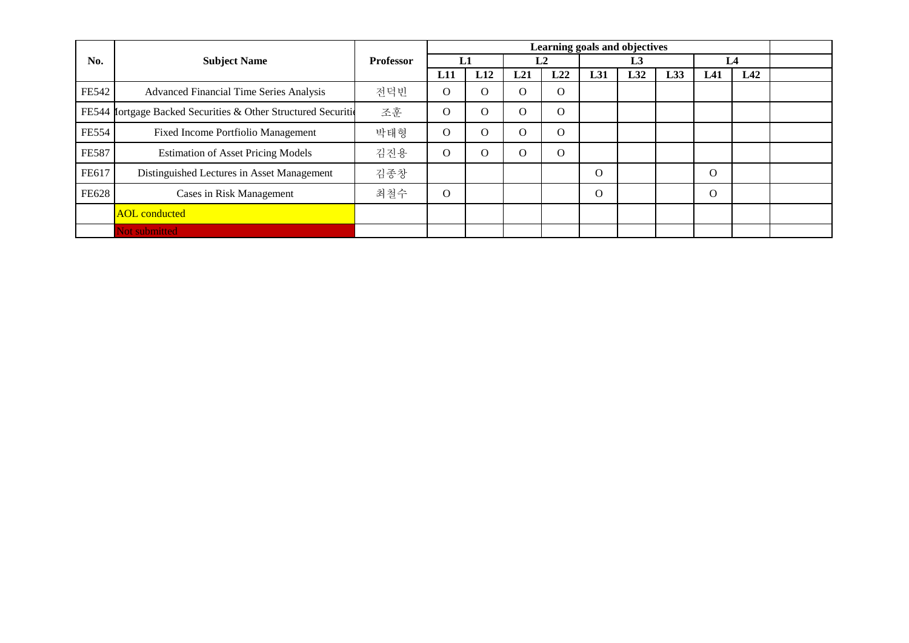| No. | Subject Name | Professor | Learning goals and objectives | | | | | | | | | |
|---|---|---|---|---|---|---|---|---|---|---|---|---|
| | | | L1 | | L2 | | L3 | | | L4 | | |
| | | | L11 | L12 | L21 | L22 | L31 | L32 | L33 | L41 | L42 | |
| FE542 | Advanced Financial Time Series Analysis | 전덕빈 | O | O | O | O | | | | | | |
| FE544 | Mortgage Backed Securities & Other Structured Securities | 조훈 | O | O | O | O | | | | | | |
| FE554 | Fixed Income Portfiolio Management | 박태형 | O | O | O | O | | | | | | |
| FE587 | Estimation of Asset Pricing Models | 김진용 | O | O | O | O | | | | | | |
| FE617 | Distinguished Lectures in Asset Management | 김종창 | | | | | O | | | O | | |
| FE628 | Cases in Risk Management | 최철수 | O | | | | O | | | O | | |
| | AOL conducted | | | | | | | | | | | |
| | Not submitted | | | | | | | | | | | |